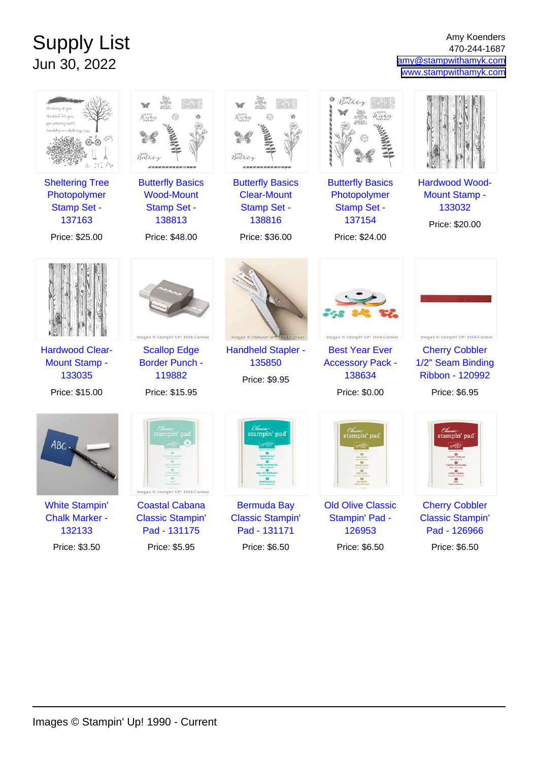# Supply List

Jun 30, 2022

Amy Koenders
470-244-1687
amy@stampwithamyk.com
www.stampwithamyk.com

| Item | Price |
|---|---|
| Sheltering Tree Photopolymer Stamp Set - 137163 | Price: $25.00 |
| Butterfly Basics Wood-Mount Stamp Set - 138813 | Price: $48.00 |
| Butterfly Basics Clear-Mount Stamp Set - 138816 | Price: $36.00 |
| Butterfly Basics Photopolymer Stamp Set - 137154 | Price: $24.00 |
| Hardwood Wood-Mount Stamp - 133032 | Price: $20.00 |
| Hardwood Clear-Mount Stamp - 133035 | Price: $15.00 |
| Scallop Edge Border Punch - 119882 | Price: $15.95 |
| Handheld Stapler - 135850 | Price: $9.95 |
| Best Year Ever Accessory Pack - 138634 | Price: $0.00 |
| Cherry Cobbler 1/2" Seam Binding Ribbon - 120992 | Price: $6.95 |
| White Stampin' Chalk Marker - 132133 | Price: $3.50 |
| Coastal Cabana Classic Stampin' Pad - 131175 | Price: $5.95 |
| Bermuda Bay Classic Stampin' Pad - 131171 | Price: $6.50 |
| Old Olive Classic Stampin' Pad - 126953 | Price: $6.50 |
| Cherry Cobbler Classic Stampin' Pad - 126966 | Price: $6.50 |

Images © Stampin' Up! 1990 - Current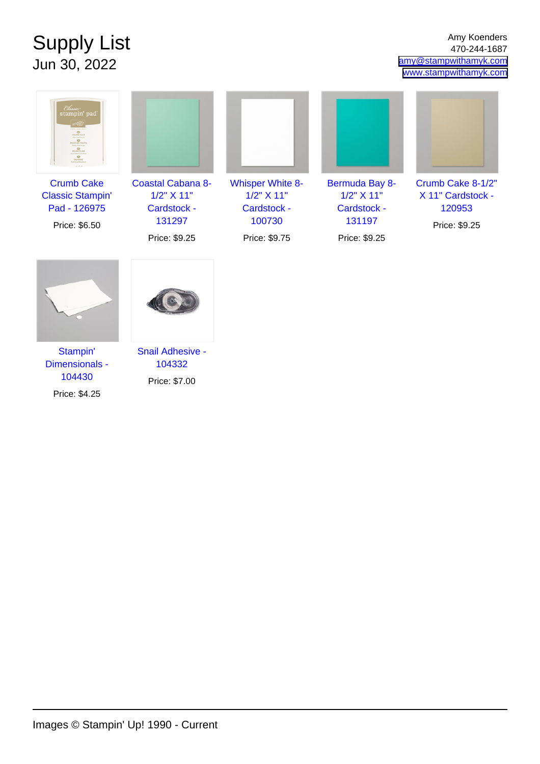# Supply List

Jun 30, 2022

Amy Koenders
470-244-1687
amy@stampwithamyk.com
www.stampwithamyk.com

Crumb Cake Classic Stampin' Pad - 126975

Price: $6.50

Coastal Cabana 8-1/2" X 11" Cardstock - 131297

Price: $9.25

Whisper White 8-1/2" X 11" Cardstock - 100730

Price: $9.75

Bermuda Bay 8-1/2" X 11" Cardstock - 131197

Price: $9.25

Crumb Cake 8-1/2" X 11" Cardstock - 120953

Price: $9.25

Stampin' Dimensionals - 104430

Price: $4.25

Snail Adhesive - 104332

Price: $7.00

Images © Stampin' Up! 1990 - Current